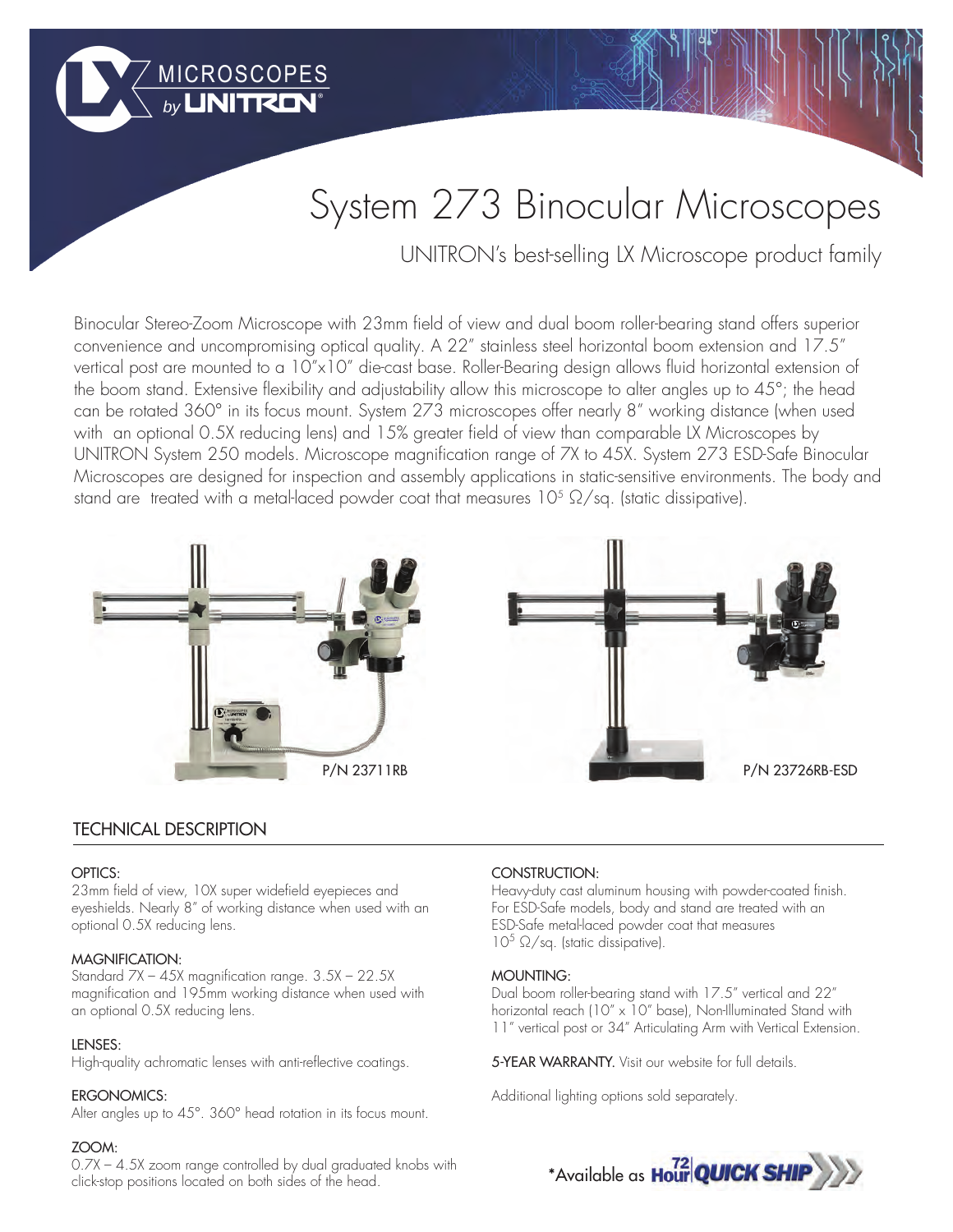MICROSCOPES by UNITRON®

# System 273 Binocular Microscopes

UNITRON's best-selling LX Microscope product family

Binocular Stereo-Zoom Microscope with 23mm field of view and dual boom roller-bearing stand offers superior convenience and uncompromising optical quality. A 22" stainless steel horizontal boom extension and 17.5" vertical post are mounted to a 10"x10" die-cast base. Roller-Bearing design allows fluid horizontal extension of the boom stand. Extensive flexibility and adjustability allow this microscope to alter angles up to 45°; the head can be rotated 360° in its focus mount. System 273 microscopes offer nearly 8" working distance (when used with an optional 0.5X reducing lens) and 15% greater field of view than comparable LX Microscopes by UNITRON System 250 models. Microscope magnification range of 7X to 45X. System 273 ESD-Safe Binocular Microscopes are designed for inspection and assembly applications in static-sensitive environments. The body and stand are treated with a metal-laced powder coat that measures $10^5$ Ω/sq. (static dissipative).

P/N 23711RB

P/N 23726RB-ESD

## TECHNICAL DESCRIPTION

### OPTICS:
23mm field of view, 10X super widefield eyepieces and eyeshields. Nearly 8" of working distance when used with an optional 0.5X reducing lens.

### MAGNIFICATION:
Standard 7X – 45X magnification range. 3.5X – 22.5X magnification and 195mm working distance when used with an optional 0.5X reducing lens.

### LENSES:
High-quality achromatic lenses with anti-reflective coatings.

### ERGONOMICS:
Alter angles up to 45°. 360° head rotation in its focus mount.

### ZOOM:
0.7X – 4.5X zoom range controlled by dual graduated knobs with click-stop positions located on both sides of the head.

### CONSTRUCTION:
Heavy-duty cast aluminum housing with powder-coated finish. For ESD-Safe models, body and stand are treated with an ESD-Safe metal-laced powder coat that measures $10^5$ Ω/sq. (static dissipative).

### MOUNTING:
Dual boom roller-bearing stand with 17.5" vertical and 22" horizontal reach (10" x 10" base), Non-Illuminated Stand with 11" vertical post or 34" Articulating Arm with Vertical Extension.

**5-YEAR WARRANTY.** Visit our website for full details.

Additional lighting options sold separately.

*Available as 72 Hour QUICK SHIP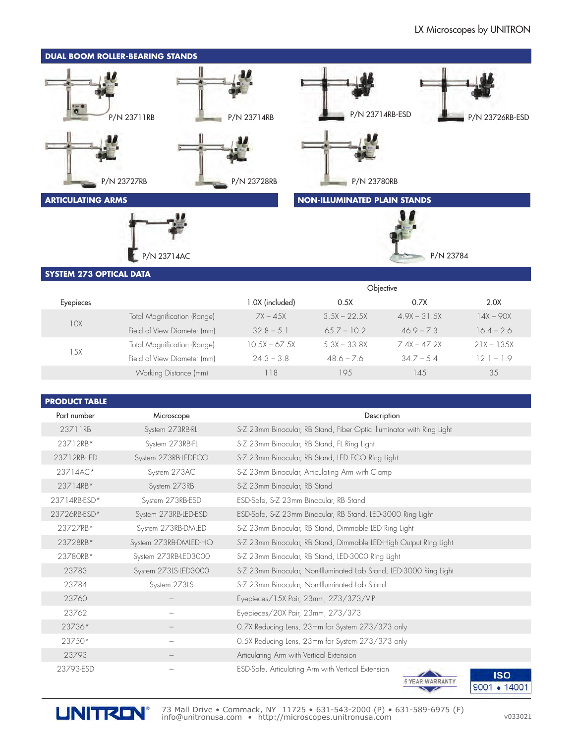## DUAL BOOM ROLLER-BEARING STANDS

P/N 23711RB

P/N 23714RB

P/N 23714RB-ESD

P/N 23726RB-ESD

P/N 23727RB

P/N 23728RB

P/N 23780RB

## ARTICULATING ARMS

P/N 23714AC

## NON-ILLUMINATED PLAIN STANDS

P/N 23784

## SYSTEM 273 OPTICAL DATA

| Eyepieces | | Objective | | | |
|---|---|---|---|---|---|
| | | 1.0X (included) | 0.5X | 0.7X | 2.0X |
| 10X | Total Magnification (Range) | 7X – 45X | 3.5X – 22.5X | 4.9X – 31.5X | 14X – 90X |
| | Field of View Diameter (mm) | 32.8 – 5.1 | 65.7 – 10.2 | 46.9 – 7.3 | 16.4 – 2.6 |
| 15X | Total Magnification (Range) | 10.5X – 67.5X | 5.3X – 33.8X | 7.4X – 47.2X | 21X – 135X |
| | Field of View Diameter (mm) | 24.3 – 3.8 | 48.6 – 7.6 | 34.7 – 5.4 | 12.1 – 1.9 |
| | Working Distance (mm) | 118 | 195 | 145 | 35 |

## PRODUCT TABLE

| Part number | Microscope | Description |
|---|---|---|
| 23711RB | System 273RB-RLI | S-Z 23mm Binocular, RB Stand, Fiber Optic Illuminator with Ring Light |
| 23712RB* | System 273RB-FL | S-Z 23mm Binocular, RB Stand, FL Ring Light |
| 23712RB-LED | System 273RB-LEDECO | S-Z 23mm Binocular, RB Stand, LED ECO Ring Light |
| 23714AC* | System 273AC | S-Z 23mm Binocular, Articulating Arm with Clamp |
| 23714RB* | System 273RB | S-Z 23mm Binocular, RB Stand |
| 23714RB-ESD* | System 273RB-ESD | ESD-Safe, S-Z 23mm Binocular, RB Stand |
| 23726RB-ESD* | System 273RB-LED-ESD | ESD-Safe, S-Z 23mm Binocular, RB Stand, LED-3000 Ring Light |
| 23727RB* | System 273RB-DMLED | S-Z 23mm Binocular, RB Stand, Dimmable LED Ring Light |
| 23728RB* | System 273RB-DMLED-HO | S-Z 23mm Binocular, RB Stand, Dimmable LED-High Output Ring Light |
| 23780RB* | System 273RB-LED3000 | S-Z 23mm Binocular, RB Stand, LED-3000 Ring Light |
| 23783 | System 273LS-LED3000 | S-Z 23mm Binocular, Non-Illuminated Lab Stand, LED-3000 Ring Light |
| 23784 | System 273LS | S-Z 23mm Binocular, Non-Illuminated Lab Stand |
| 23760 | – | Eyepieces/15X Pair, 23mm, 273/373/VIP |
| 23762 | – | Eyepieces/20X Pair, 23mm, 273/373 |
| 23736* | – | 0.7X Reducing Lens, 23mm for System 273/373 only |
| 23750* | – | 0.5X Reducing Lens, 23mm for System 273/373 only |
| 23793 | – | Articulating Arm with Vertical Extension |
| 23793-ESD | – | ESD-Safe, Articulating Arm with Vertical Extension |

5 YEAR WARRANTY

ISO 9001 • 14001

UNITRON®

73 Mall Drive • Commack, NY 11725 • 631-543-2000 (P) • 631-589-6975 (F)
info@unitronusa.com • http://microscopes.unitronusa.com

v033021